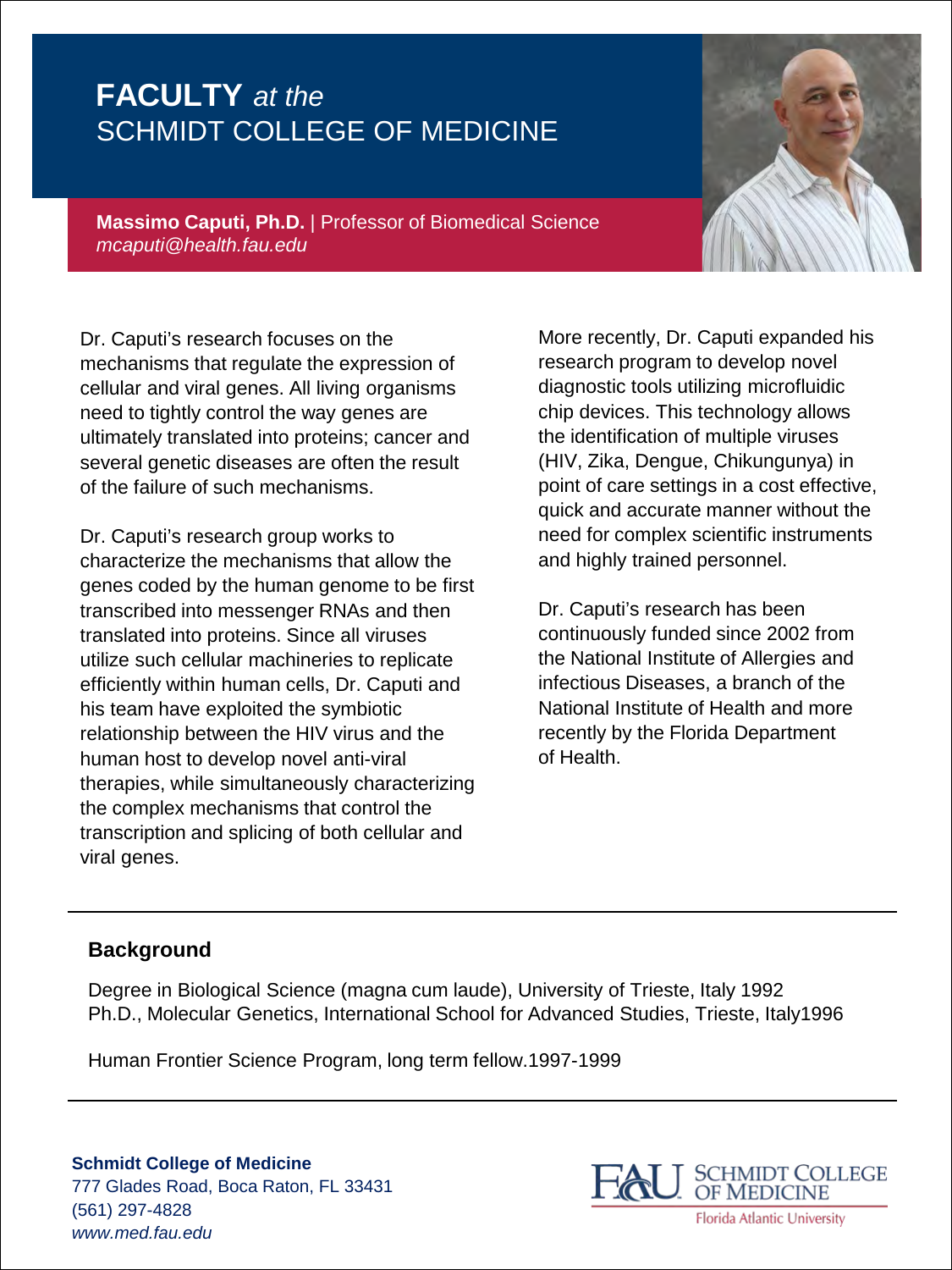# **FACTULTY** *at the* SCHMIDT COLLEGE OF MEDICINE

**Massimo Caputi, Ph.D.** | Professor of Biomedical Science
*mcaputi@health.fau.edu*

Dr. Caputi's research focuses on the mechanisms that regulate the expression of cellular and viral genes. All living organisms need to tightly control the way genes are ultimately translated into proteins; cancer and several genetic diseases are often the result of the failure of such mechanisms.

Dr. Caputi's research group works to characterize the mechanisms that allow the genes coded by the human genome to be first transcribed into messenger RNAs and then translated into proteins. Since all viruses utilize such cellular machineries to replicate efficiently within human cells, Dr. Caputi and his team have exploited the symbiotic relationship between the HIV virus and the human host to develop novel anti-viral therapies, while simultaneously characterizing the complex mechanisms that control the transcription and splicing of both cellular and viral genes.

More recently, Dr. Caputi expanded his research program to develop novel diagnostic tools utilizing microfluidic chip devices. This technology allows the identification of multiple viruses (HIV, Zika, Dengue, Chikungunya) in point of care settings in a cost effective, quick and accurate manner without the need for complex scientific instruments and highly trained personnel.

Dr. Caputi's research has been continuously funded since 2002 from the National Institute of Allergies and infectious Diseases, a branch of the National Institute of Health and more recently by the Florida Department of Health.

## Background

Degree in Biological Science (magna cum laude), University of Trieste, Italy 1992
Ph.D., Molecular Genetics, International School for Advanced Studies, Trieste, Italy1996

Human Frontier Science Program, long term fellow.1997-1999

**Schmidt College of Medicine**
777 Glades Road, Boca Raton, FL 33431
(561) 297-4828
*www.med.fau.edu*

FAU SCHMIDT COLLEGE OF MEDICINE
Florida Atlantic University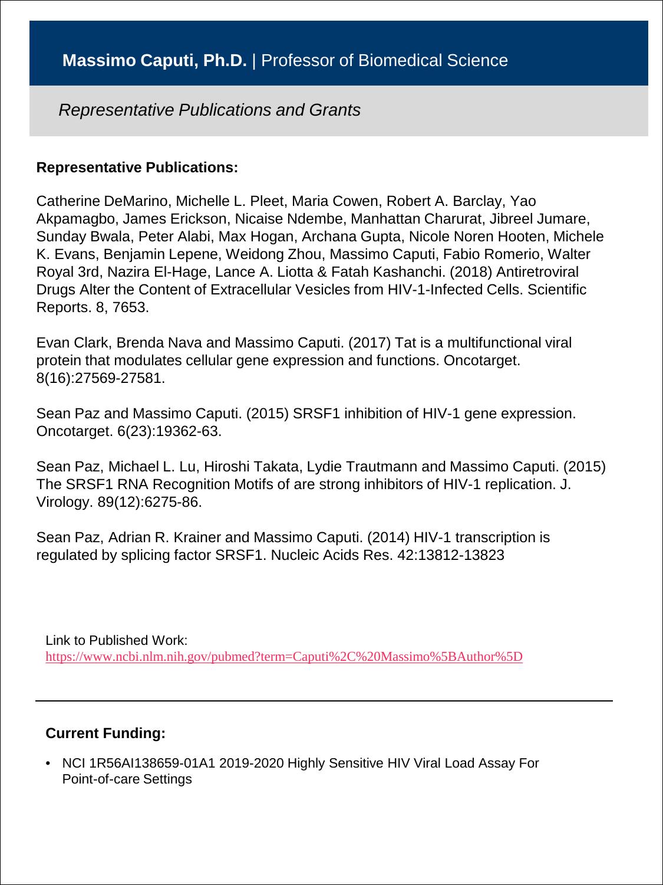# **Massimo Caputi, Ph.D.** | Professor of Biomedical Science

*Representative Publications and Grants*

**Representative Publications:**

Catherine DeMarino, Michelle L. Pleet, Maria Cowen, Robert A. Barclay, Yao Akpamagbo, James Erickson, Nicaise Ndembe, Manhattan Charurat, Jibreel Jumare, Sunday Bwala, Peter Alabi, Max Hogan, Archana Gupta, Nicole Noren Hooten, Michele K. Evans, Benjamin Lepene, Weidong Zhou, Massimo Caputi, Fabio Romerio, Walter Royal 3rd, Nazira El-Hage, Lance A. Liotta & Fatah Kashanchi. (2018) Antiretroviral Drugs Alter the Content of Extracellular Vesicles from HIV-1-Infected Cells. Scientific Reports. 8, 7653.

Evan Clark, Brenda Nava and Massimo Caputi. (2017) Tat is a multifunctional viral protein that modulates cellular gene expression and functions. Oncotarget. 8(16):27569-27581.

Sean Paz and Massimo Caputi. (2015) SRSF1 inhibition of HIV-1 gene expression. Oncotarget. 6(23):19362-63.

Sean Paz, Michael L. Lu, Hiroshi Takata, Lydie Trautmann and Massimo Caputi. (2015) The SRSF1 RNA Recognition Motifs of are strong inhibitors of HIV-1 replication. J. Virology. 89(12):6275-86.

Sean Paz, Adrian R. Krainer and Massimo Caputi. (2014) HIV-1 transcription is regulated by splicing factor SRSF1. Nucleic Acids Res. 42:13812-13823

Link to Published Work:
https://www.ncbi.nlm.nih.gov/pubmed?term=Caputi%2C%20Massimo%5BAuthor%5D

---

**Current Funding:**

- NCI 1R56AI138659-01A1 2019-2020 Highly Sensitive HIV Viral Load Assay For Point-of-care Settings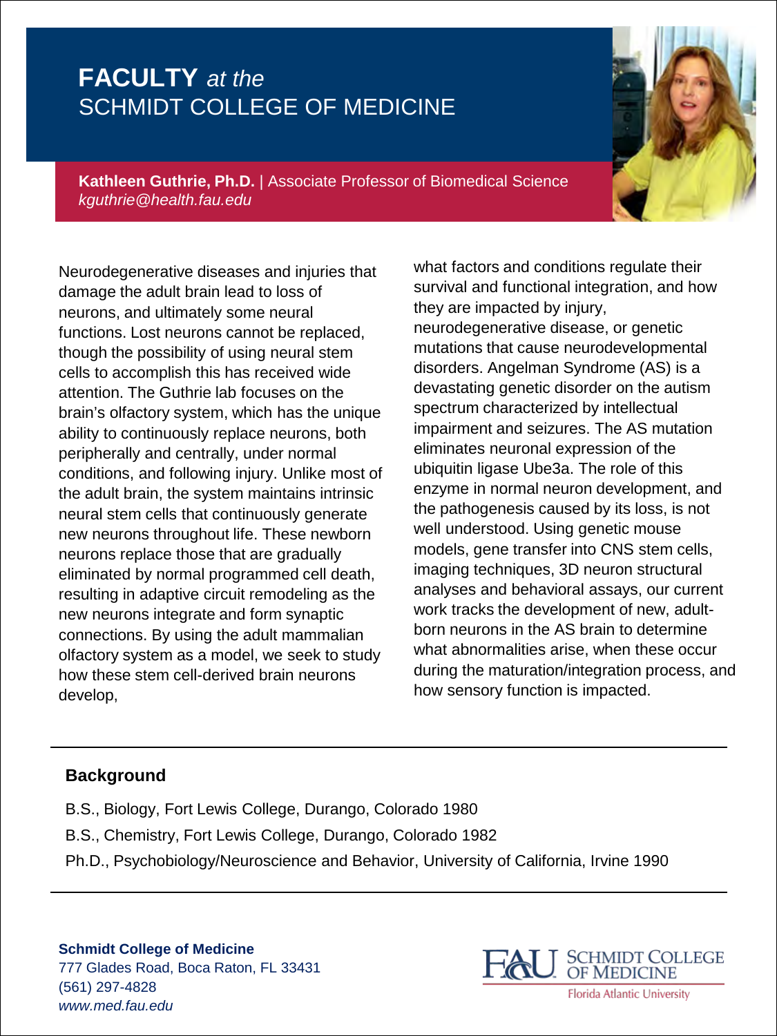# **FACULTY** *at the* SCHMIDT COLLEGE OF MEDICINE

**Kathleen Guthrie, Ph.D.** | Associate Professor of Biomedical Science
*kguthrie@health.fau.edu*

Neurodegenerative diseases and injuries that damage the adult brain lead to loss of neurons, and ultimately some neural functions. Lost neurons cannot be replaced, though the possibility of using neural stem cells to accomplish this has received wide attention. The Guthrie lab focuses on the brain's olfactory system, which has the unique ability to continuously replace neurons, both peripherally and centrally, under normal conditions, and following injury. Unlike most of the adult brain, the system maintains intrinsic neural stem cells that continuously generate new neurons throughout life. These newborn neurons replace those that are gradually eliminated by normal programmed cell death, resulting in adaptive circuit remodeling as the new neurons integrate and form synaptic connections. By using the adult mammalian olfactory system as a model, we seek to study how these stem cell-derived brain neurons develop, what factors and conditions regulate their survival and functional integration, and how they are impacted by injury, neurodegenerative disease, or genetic mutations that cause neurodevelopmental disorders. Angelman Syndrome (AS) is a devastating genetic disorder on the autism spectrum characterized by intellectual impairment and seizures. The AS mutation eliminates neuronal expression of the ubiquitin ligase Ube3a. The role of this enzyme in normal neuron development, and the pathogenesis caused by its loss, is not well understood. Using genetic mouse models, gene transfer into CNS stem cells, imaging techniques, 3D neuron structural analyses and behavioral assays, our current work tracks the development of new, adult-born neurons in the AS brain to determine what abnormalities arise, when these occur during the maturation/integration process, and how sensory function is impacted.

## Background

B.S., Biology, Fort Lewis College, Durango, Colorado 1980

B.S., Chemistry, Fort Lewis College, Durango, Colorado 1982

Ph.D., Psychobiology/Neuroscience and Behavior, University of California, Irvine 1990

**Schmidt College of Medicine**
777 Glades Road, Boca Raton, FL 33431
(561) 297-4828
*www.med.fau.edu*

FAU SCHMIDT COLLEGE OF MEDICINE
Florida Atlantic University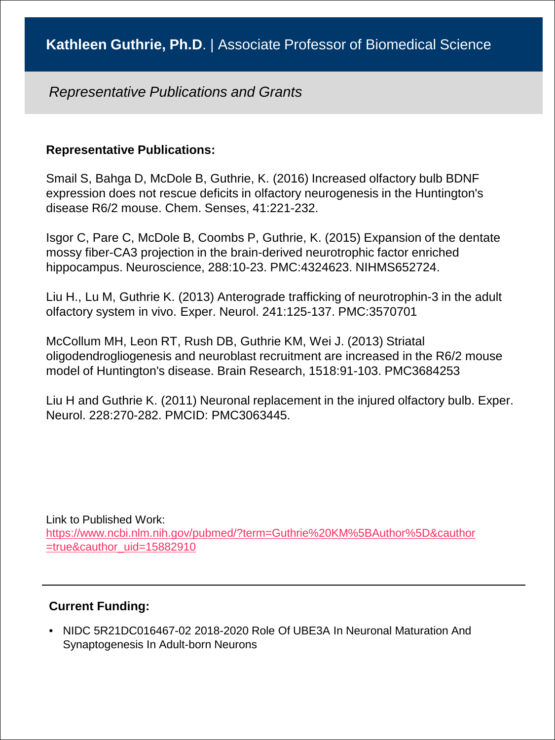## **Kathleen Guthrie, Ph.D**. | Associate Professor of Biomedical Science

*Representative Publications and Grants*

**Representative Publications:**

Smail S, Bahga D, McDole B, Guthrie, K. (2016) Increased olfactory bulb BDNF expression does not rescue deficits in olfactory neurogenesis in the Huntington's disease R6/2 mouse. Chem. Senses, 41:221-232.

Isgor C, Pare C, McDole B, Coombs P, Guthrie, K. (2015) Expansion of the dentate mossy fiber-CA3 projection in the brain-derived neurotrophic factor enriched hippocampus. Neuroscience, 288:10-23. PMC:4324623. NIHMS652724.

Liu H., Lu M, Guthrie K. (2013) Anterograde trafficking of neurotrophin-3 in the adult olfactory system in vivo. Exper. Neurol. 241:125-137. PMC:3570701

McCollum MH, Leon RT, Rush DB, Guthrie KM, Wei J. (2013) Striatal oligodendrogliogenesis and neuroblast recruitment are increased in the R6/2 mouse model of Huntington's disease. Brain Research, 1518:91-103. PMC3684253

Liu H and Guthrie K. (2011) Neuronal replacement in the injured olfactory bulb. Exper. Neurol. 228:270-282. PMCID: PMC3063445.

Link to Published Work:
https://www.ncbi.nlm.nih.gov/pubmed/?term=Guthrie%20KM%5BAuthor%5D&cauthor=true&cauthor_uid=15882910

---

**Current Funding:**

- NIDC 5R21DC016467-02 2018-2020 Role Of UBE3A In Neuronal Maturation And Synaptogenesis In Adult-born Neurons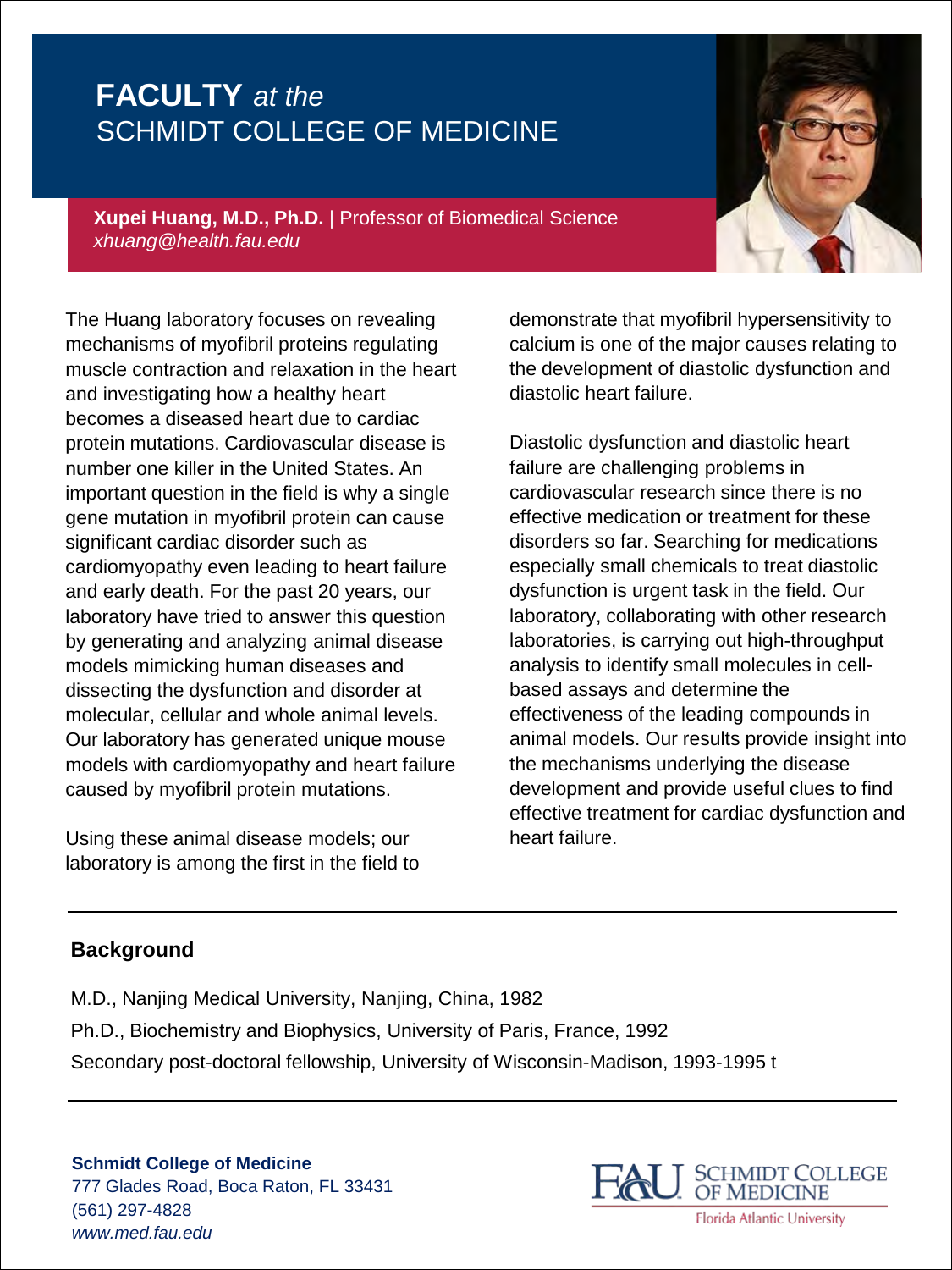# FACULTY *at the* SCHMIDT COLLEGE OF MEDICINE

**Xupei Huang, M.D., Ph.D.** | Professor of Biomedical Science
*xhuang@health.fau.edu*

The Huang laboratory focuses on revealing mechanisms of myofibril proteins regulating muscle contraction and relaxation in the heart and investigating how a healthy heart becomes a diseased heart due to cardiac protein mutations. Cardiovascular disease is number one killer in the United States. An important question in the field is why a single gene mutation in myofibril protein can cause significant cardiac disorder such as cardiomyopathy even leading to heart failure and early death. For the past 20 years, our laboratory have tried to answer this question by generating and analyzing animal disease models mimicking human diseases and dissecting the dysfunction and disorder at molecular, cellular and whole animal levels. Our laboratory has generated unique mouse models with cardiomyopathy and heart failure caused by myofibril protein mutations.

Using these animal disease models; our laboratory is among the first in the field to demonstrate that myofibril hypersensitivity to calcium is one of the major causes relating to the development of diastolic dysfunction and diastolic heart failure.

Diastolic dysfunction and diastolic heart failure are challenging problems in cardiovascular research since there is no effective medication or treatment for these disorders so far. Searching for medications especially small chemicals to treat diastolic dysfunction is urgent task in the field. Our laboratory, collaborating with other research laboratories, is carrying out high-throughput analysis to identify small molecules in cell-based assays and determine the effectiveness of the leading compounds in animal models. Our results provide insight into the mechanisms underlying the disease development and provide useful clues to find effective treatment for cardiac dysfunction and heart failure.

## Background

M.D., Nanjing Medical University, Nanjing, China, 1982

Ph.D., Biochemistry and Biophysics, University of Paris, France, 1992

Secondary post-doctoral fellowship, University of Wisconsin-Madison, 1993-1995 t

**Schmidt College of Medicine**
777 Glades Road, Boca Raton, FL 33431
(561) 297-4828
*www.med.fau.edu*

FAU SCHMIDT COLLEGE OF MEDICINE
Florida Atlantic University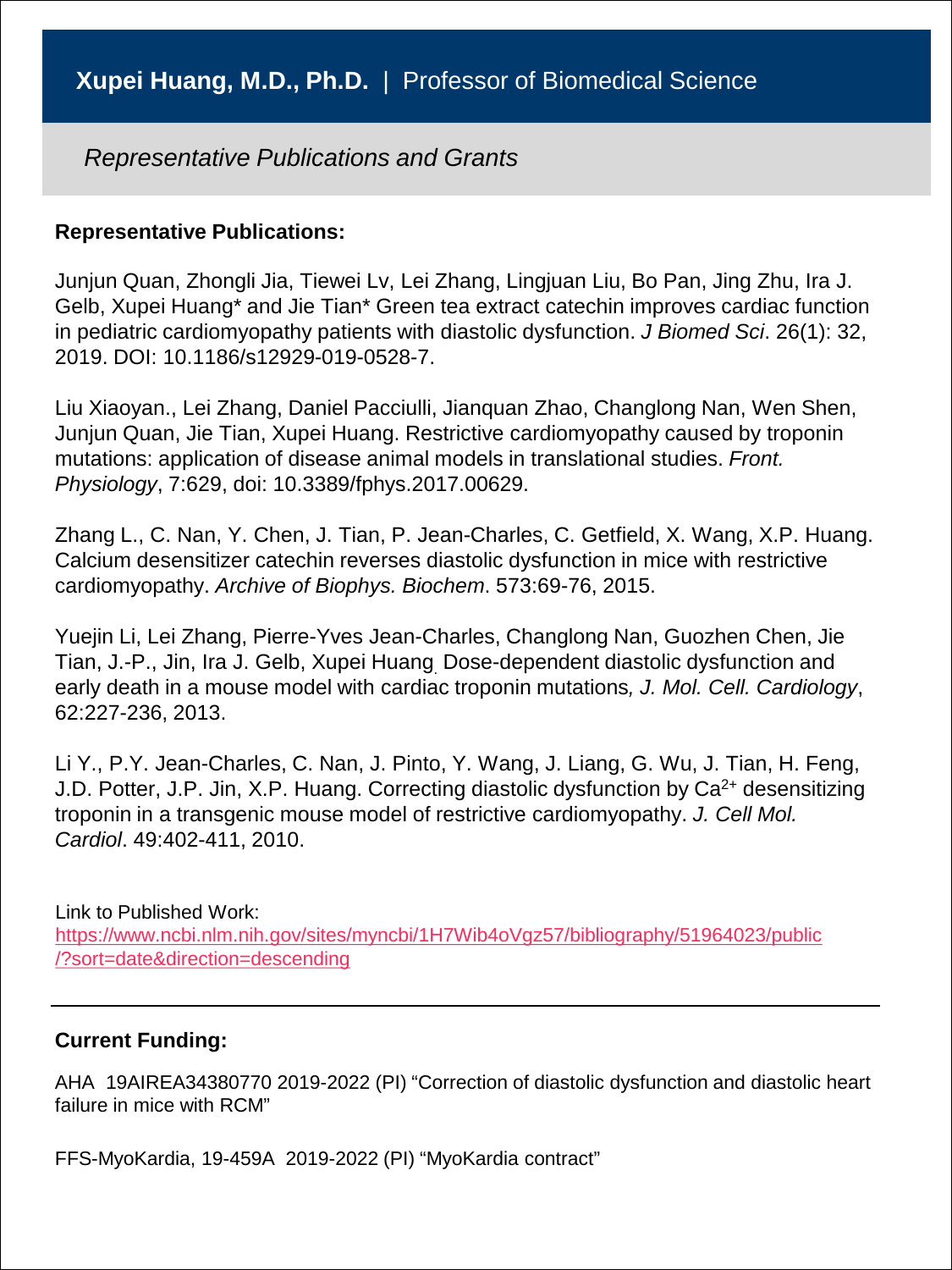## **Xupei Huang, M.D., Ph.D.** | Professor of Biomedical Science

*Representative Publications and Grants*

**Representative Publications:**

Junjun Quan, Zhongli Jia, Tiewei Lv, Lei Zhang, Lingjuan Liu, Bo Pan, Jing Zhu, Ira J. Gelb, Xupei Huang* and Jie Tian* Green tea extract catechin improves cardiac function in pediatric cardiomyopathy patients with diastolic dysfunction. *J Biomed Sci*. 26(1): 32, 2019. DOI: 10.1186/s12929-019-0528-7.

Liu Xiaoyan., Lei Zhang, Daniel Pacciulli, Jianquan Zhao, Changlong Nan, Wen Shen, Junjun Quan, Jie Tian, Xupei Huang. Restrictive cardiomyopathy caused by troponin mutations: application of disease animal models in translational studies. *Front. Physiology*, 7:629, doi: 10.3389/fphys.2017.00629.

Zhang L., C. Nan, Y. Chen, J. Tian, P. Jean-Charles, C. Getfield, X. Wang, X.P. Huang. Calcium desensitizer catechin reverses diastolic dysfunction in mice with restrictive cardiomyopathy. *Archive of Biophys. Biochem*. 573:69-76, 2015.

Yuejin Li, Lei Zhang, Pierre-Yves Jean-Charles, Changlong Nan, Guozhen Chen, Jie Tian, J.-P., Jin, Ira J. Gelb, Xupei Huang. Dose-dependent diastolic dysfunction and early death in a mouse model with cardiac troponin mutations*, J. Mol. Cell. Cardiology*, 62:227-236, 2013.

Li Y., P.Y. Jean-Charles, C. Nan, J. Pinto, Y. Wang, J. Liang, G. Wu, J. Tian, H. Feng, J.D. Potter, J.P. Jin, X.P. Huang. Correcting diastolic dysfunction by $Ca^{2+}$ desensitizing troponin in a transgenic mouse model of restrictive cardiomyopathy. *J. Cell Mol. Cardiol*. 49:402-411, 2010.

Link to Published Work:
https://www.ncbi.nlm.nih.gov/sites/myncbi/1H7Wib4oVgz57/bibliography/51964023/public/?sort=date&direction=descending

---

**Current Funding:**

AHA 19AIREA34380770 2019-2022 (PI) "Correction of diastolic dysfunction and diastolic heart failure in mice with RCM"

FFS-MyoKardia, 19-459A 2019-2022 (PI) "MyoKardia contract"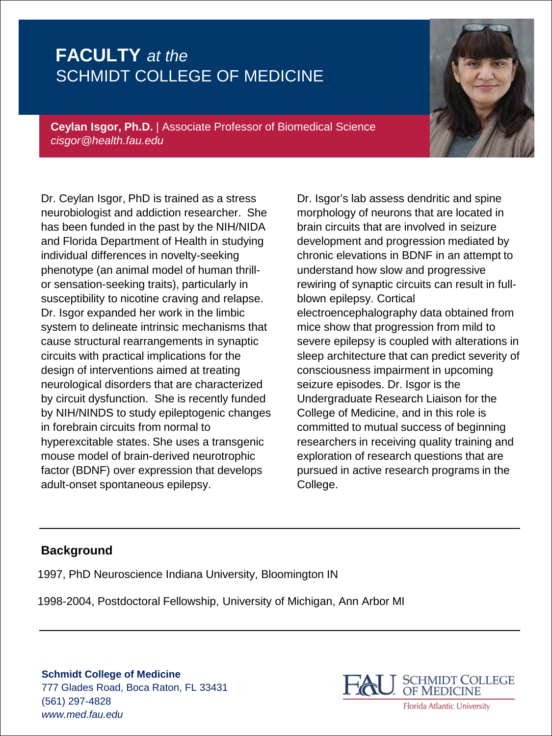# **FACULTY** *at the* SCHMIDT COLLEGE OF MEDICINE

**Ceylan Isgor, Ph.D.** | Associate Professor of Biomedical Science
*cisgor@health.fau.edu*

Dr. Ceylan Isgor, PhD is trained as a stress neurobiologist and addiction researcher. She has been funded in the past by the NIH/NIDA and Florida Department of Health in studying individual differences in novelty-seeking phenotype (an animal model of human thrill- or sensation-seeking traits), particularly in susceptibility to nicotine craving and relapse. Dr. Isgor expanded her work in the limbic system to delineate intrinsic mechanisms that cause structural rearrangements in synaptic circuits with practical implications for the design of interventions aimed at treating neurological disorders that are characterized by circuit dysfunction. She is recently funded by NIH/NINDS to study epileptogenic changes in forebrain circuits from normal to hyperexcitable states. She uses a transgenic mouse model of brain-derived neurotrophic factor (BDNF) over expression that develops adult-onset spontaneous epilepsy.

Dr. Isgor's lab assess dendritic and spine morphology of neurons that are located in brain circuits that are involved in seizure development and progression mediated by chronic elevations in BDNF in an attempt to understand how slow and progressive rewiring of synaptic circuits can result in full-blown epilepsy. Cortical electroencephalography data obtained from mice show that progression from mild to severe epilepsy is coupled with alterations in sleep architecture that can predict severity of consciousness impairment in upcoming seizure episodes. Dr. Isgor is the Undergraduate Research Liaison for the College of Medicine, and in this role is committed to mutual success of beginning researchers in receiving quality training and exploration of research questions that are pursued in active research programs in the College.

## Background

1997, PhD Neuroscience Indiana University, Bloomington IN

1998-2004, Postdoctoral Fellowship, University of Michigan, Ann Arbor MI

**Schmidt College of Medicine**
777 Glades Road, Boca Raton, FL 33431
(561) 297-4828
*www.med.fau.edu*

FAU SCHMIDT COLLEGE OF MEDICINE
Florida Atlantic University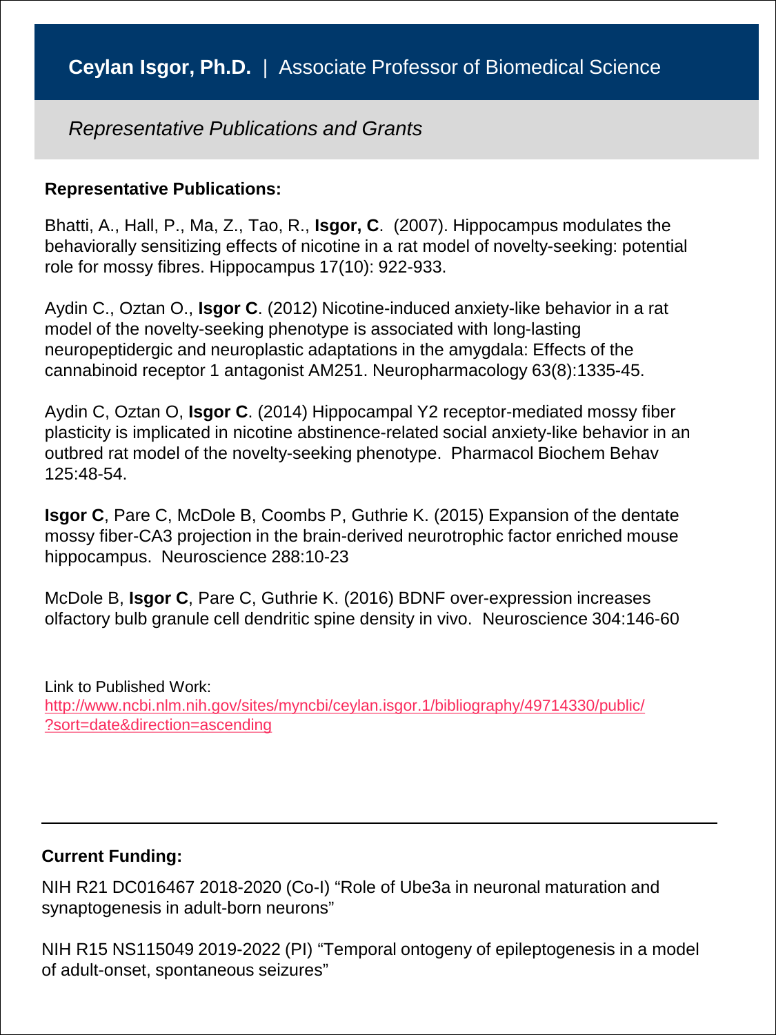# **Ceylan Isgor, Ph.D.** | Associate Professor of Biomedical Science

*Representative Publications and Grants*

**Representative Publications:**

Bhatti, A., Hall, P., Ma, Z., Tao, R., **Isgor, C**. (2007). Hippocampus modulates the behaviorally sensitizing effects of nicotine in a rat model of novelty-seeking: potential role for mossy fibres. Hippocampus 17(10): 922-933.

Aydin C., Oztan O., **Isgor C**. (2012) Nicotine-induced anxiety-like behavior in a rat model of the novelty-seeking phenotype is associated with long-lasting neuropeptidergic and neuroplastic adaptations in the amygdala: Effects of the cannabinoid receptor 1 antagonist AM251. Neuropharmacology 63(8):1335-45.

Aydin C, Oztan O, **Isgor C**. (2014) Hippocampal Y2 receptor-mediated mossy fiber plasticity is implicated in nicotine abstinence-related social anxiety-like behavior in an outbred rat model of the novelty-seeking phenotype. Pharmacol Biochem Behav 125:48-54.

**Isgor C**, Pare C, McDole B, Coombs P, Guthrie K. (2015) Expansion of the dentate mossy fiber-CA3 projection in the brain-derived neurotrophic factor enriched mouse hippocampus. Neuroscience 288:10-23

McDole B, **Isgor C**, Pare C, Guthrie K. (2016) BDNF over-expression increases olfactory bulb granule cell dendritic spine density in vivo. Neuroscience 304:146-60

Link to Published Work:
http://www.ncbi.nlm.nih.gov/sites/myncbi/ceylan.isgor.1/bibliography/49714330/public/?sort=date&direction=ascending

---

**Current Funding:**

NIH R21 DC016467 2018-2020 (Co-I) "Role of Ube3a in neuronal maturation and synaptogenesis in adult-born neurons"

NIH R15 NS115049 2019-2022 (PI) "Temporal ontogeny of epileptogenesis in a model of adult-onset, spontaneous seizures"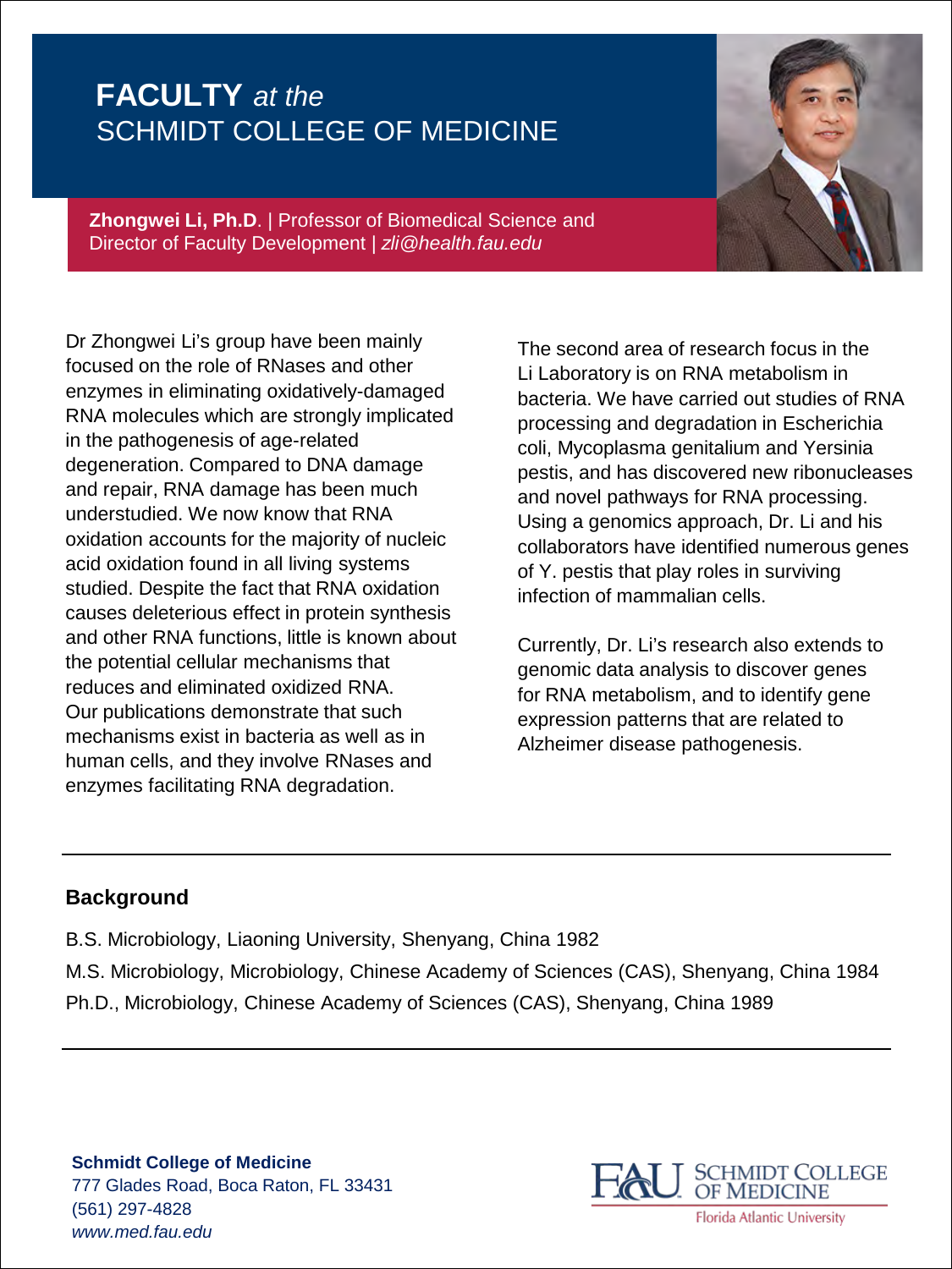# **FACTULTY** *at the* SCHMIDT COLLEGE OF MEDICINE

**Zhongwei Li, Ph.D**. | Professor of Biomedical Science and Director of Faculty Development | *zli@health.fau.edu*

Dr Zhongwei Li's group have been mainly focused on the role of RNases and other enzymes in eliminating oxidatively-damaged RNA molecules which are strongly implicated in the pathogenesis of age-related degeneration. Compared to DNA damage and repair, RNA damage has been much understudied. We now know that RNA oxidation accounts for the majority of nucleic acid oxidation found in all living systems studied. Despite the fact that RNA oxidation causes deleterious effect in protein synthesis and other RNA functions, little is known about the potential cellular mechanisms that reduces and eliminated oxidized RNA. Our publications demonstrate that such mechanisms exist in bacteria as well as in human cells, and they involve RNases and enzymes facilitating RNA degradation.

The second area of research focus in the Li Laboratory is on RNA metabolism in bacteria. We have carried out studies of RNA processing and degradation in Escherichia coli, Mycoplasma genitalium and Yersinia pestis, and has discovered new ribonucleases and novel pathways for RNA processing. Using a genomics approach, Dr. Li and his collaborators have identified numerous genes of Y. pestis that play roles in surviving infection of mammalian cells.

Currently, Dr. Li's research also extends to genomic data analysis to discover genes for RNA metabolism, and to identify gene expression patterns that are related to Alzheimer disease pathogenesis.

## Background

B.S. Microbiology, Liaoning University, Shenyang, China 1982

M.S. Microbiology, Microbiology, Chinese Academy of Sciences (CAS), Shenyang, China 1984

Ph.D., Microbiology, Chinese Academy of Sciences (CAS), Shenyang, China 1989

**Schmidt College of Medicine**
777 Glades Road, Boca Raton, FL 33431
(561) 297-4828
*www.med.fau.edu*

FAU SCHMIDT COLLEGE OF MEDICINE
Florida Atlantic University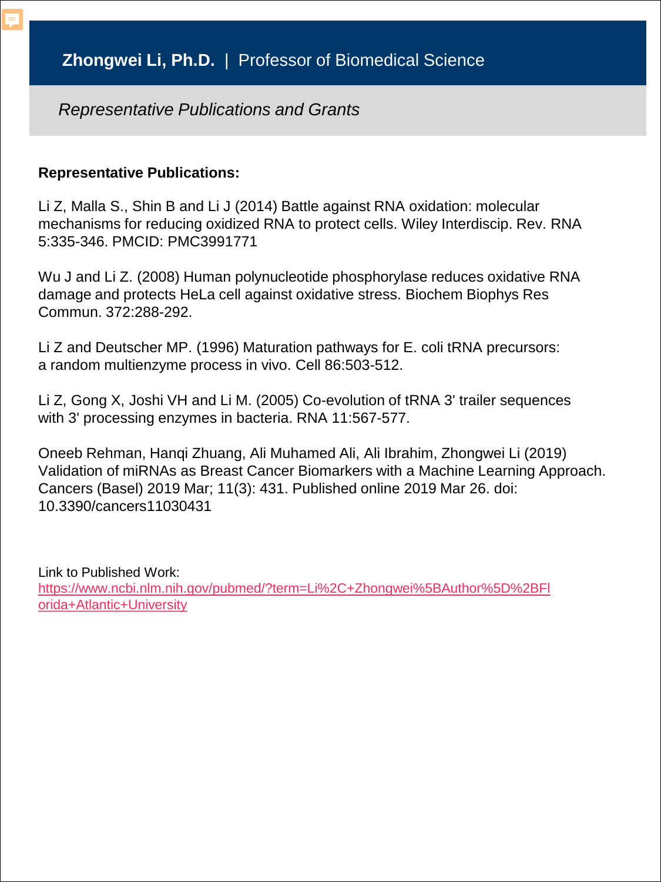# Zhongwei Li, Ph.D. | Professor of Biomedical Science

*Representative Publications and Grants*

**Representative Publications:**

Li Z, Malla S., Shin B and Li J (2014) Battle against RNA oxidation: molecular mechanisms for reducing oxidized RNA to protect cells. Wiley Interdiscip. Rev. RNA 5:335-346. PMCID: PMC3991771

Wu J and Li Z. (2008) Human polynucleotide phosphorylase reduces oxidative RNA damage and protects HeLa cell against oxidative stress. Biochem Biophys Res Commun. 372:288-292.

Li Z and Deutscher MP. (1996) Maturation pathways for E. coli tRNA precursors: a random multienzyme process in vivo. Cell 86:503-512.

Li Z, Gong X, Joshi VH and Li M. (2005) Co-evolution of tRNA 3' trailer sequences with 3' processing enzymes in bacteria. RNA 11:567-577.

Oneeb Rehman, Hanqi Zhuang, Ali Muhamed Ali, Ali Ibrahim, Zhongwei Li (2019) Validation of miRNAs as Breast Cancer Biomarkers with a Machine Learning Approach. Cancers (Basel) 2019 Mar; 11(3): 431. Published online 2019 Mar 26. doi: 10.3390/cancers11030431

Link to Published Work:
https://www.ncbi.nlm.nih.gov/pubmed/?term=Li%2C+Zhongwei%5BAuthor%5D%2BFlorida+Atlantic+University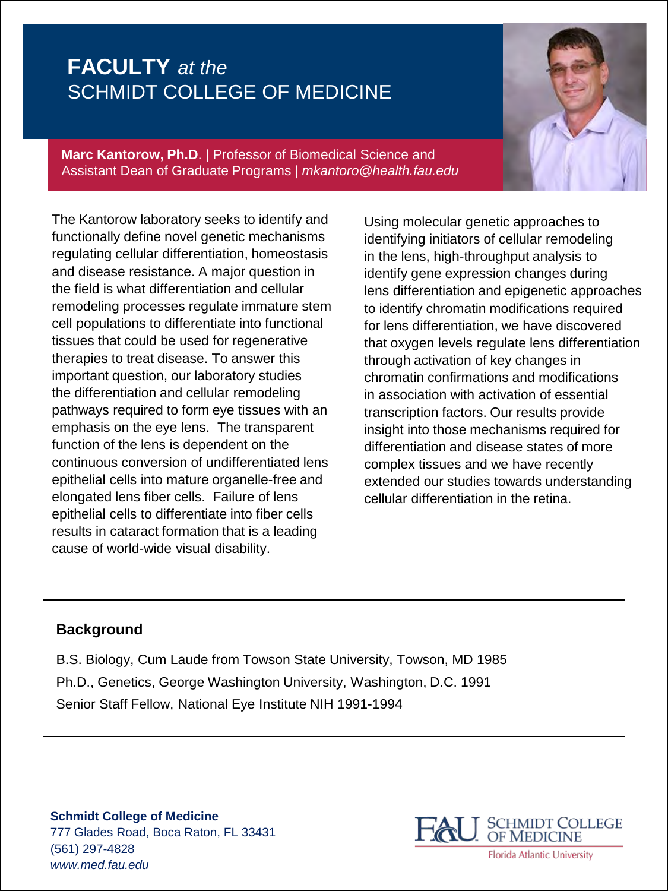# **FACULTY** *at the* SCHMIDT COLLEGE OF MEDICINE

**Marc Kantorow, Ph.D**. | Professor of Biomedical Science and Assistant Dean of Graduate Programs | *mkantoro@health.fau.edu*

The Kantorow laboratory seeks to identify and functionally define novel genetic mechanisms regulating cellular differentiation, homeostasis and disease resistance. A major question in the field is what differentiation and cellular remodeling processes regulate immature stem cell populations to differentiate into functional tissues that could be used for regenerative therapies to treat disease. To answer this important question, our laboratory studies the differentiation and cellular remodeling pathways required to form eye tissues with an emphasis on the eye lens. The transparent function of the lens is dependent on the continuous conversion of undifferentiated lens epithelial cells into mature organelle-free and elongated lens fiber cells. Failure of lens epithelial cells to differentiate into fiber cells results in cataract formation that is a leading cause of world-wide visual disability.

Using molecular genetic approaches to identifying initiators of cellular remodeling in the lens, high-throughput analysis to identify gene expression changes during lens differentiation and epigenetic approaches to identify chromatin modifications required for lens differentiation, we have discovered that oxygen levels regulate lens differentiation through activation of key changes in chromatin confirmations and modifications in association with activation of essential transcription factors. Our results provide insight into those mechanisms required for differentiation and disease states of more complex tissues and we have recently extended our studies towards understanding cellular differentiation in the retina.

## Background

B.S. Biology, Cum Laude from Towson State University, Towson, MD 1985

Ph.D., Genetics, George Washington University, Washington, D.C. 1991

Senior Staff Fellow, National Eye Institute NIH 1991-1994

**Schmidt College of Medicine**
777 Glades Road, Boca Raton, FL 33431
(561) 297-4828
*www.med.fau.edu*

FAU SCHMIDT COLLEGE OF MEDICINE
Florida Atlantic University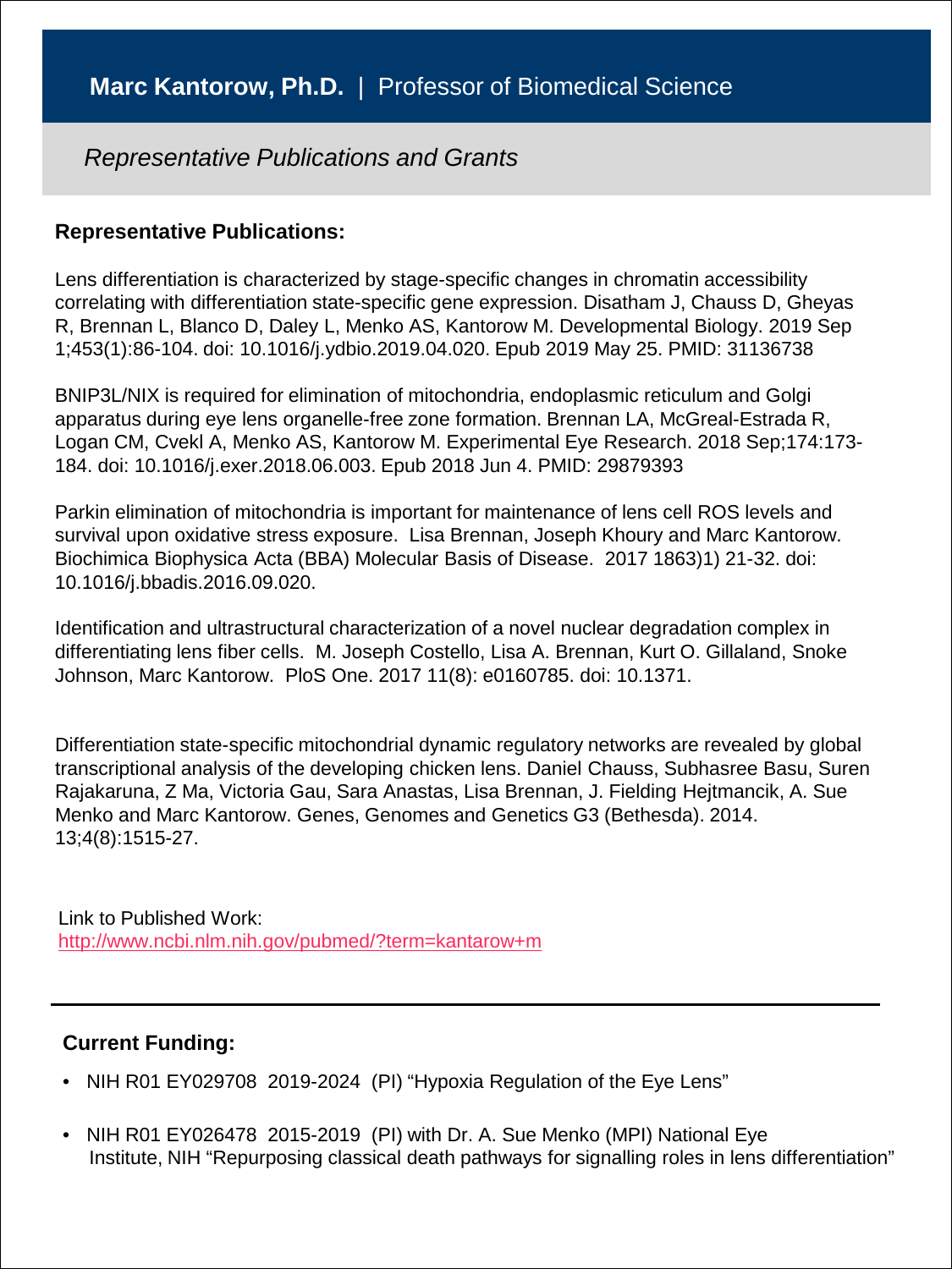# **Marc Kantorow, Ph.D.** | Professor of Biomedical Science

*Representative Publications and Grants*

## Representative Publications:

Lens differentiation is characterized by stage-specific changes in chromatin accessibility correlating with differentiation state-specific gene expression. Disatham J, Chauss D, Gheyas R, Brennan L, Blanco D, Daley L, Menko AS, Kantorow M. Developmental Biology. 2019 Sep 1;453(1):86-104. doi: 10.1016/j.ydbio.2019.04.020. Epub 2019 May 25. PMID: 31136738

BNIP3L/NIX is required for elimination of mitochondria, endoplasmic reticulum and Golgi apparatus during eye lens organelle-free zone formation. Brennan LA, McGreal-Estrada R, Logan CM, Cvekl A, Menko AS, Kantorow M. Experimental Eye Research. 2018 Sep;174:173-184. doi: 10.1016/j.exer.2018.06.003. Epub 2018 Jun 4. PMID: 29879393

Parkin elimination of mitochondria is important for maintenance of lens cell ROS levels and survival upon oxidative stress exposure. Lisa Brennan, Joseph Khoury and Marc Kantorow. Biochimica Biophysica Acta (BBA) Molecular Basis of Disease. 2017 1863)1) 21-32. doi: 10.1016/j.bbadis.2016.09.020.

Identification and ultrastructural characterization of a novel nuclear degradation complex in differentiating lens fiber cells. M. Joseph Costello, Lisa A. Brennan, Kurt O. Gillaland, Snoke Johnson, Marc Kantorow. PloS One. 2017 11(8): e0160785. doi: 10.1371.

Differentiation state-specific mitochondrial dynamic regulatory networks are revealed by global transcriptional analysis of the developing chicken lens. Daniel Chauss, Subhasree Basu, Suren Rajakaruna, Z Ma, Victoria Gau, Sara Anastas, Lisa Brennan, J. Fielding Hejtmancik, A. Sue Menko and Marc Kantorow. Genes, Genomes and Genetics G3 (Bethesda). 2014. 13;4(8):1515-27.

Link to Published Work:
http://www.ncbi.nlm.nih.gov/pubmed/?term=kantarow+m

---

## Current Funding:

- NIH R01 EY029708 2019-2024 (PI) "Hypoxia Regulation of the Eye Lens"
- NIH R01 EY026478 2015-2019 (PI) with Dr. A. Sue Menko (MPI) National Eye Institute, NIH "Repurposing classical death pathways for signalling roles in lens differentiation"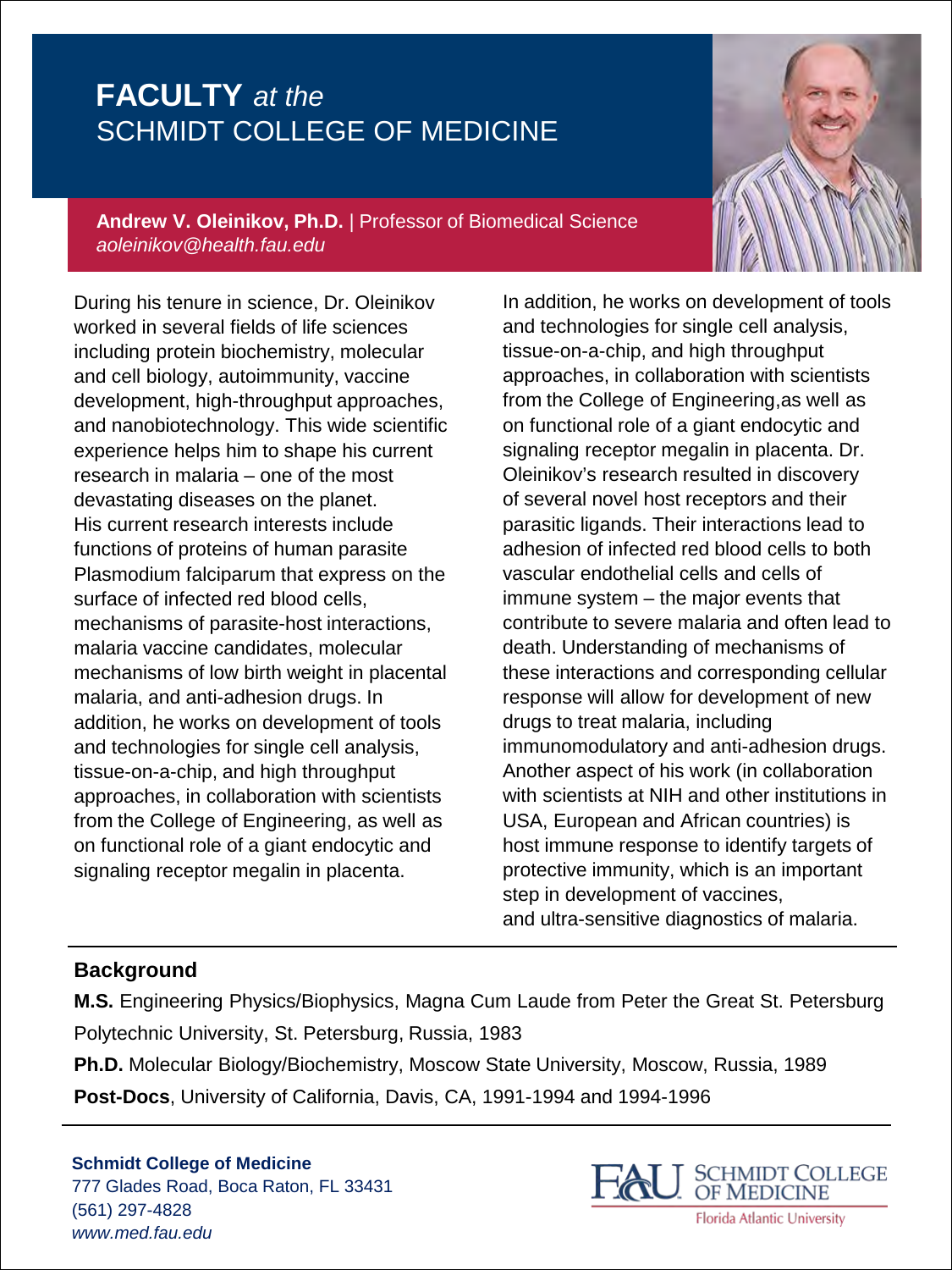# FACULTY *at the* SCHMIDT COLLEGE OF MEDICINE

**Andrew V. Oleinikov, Ph.D.** | Professor of Biomedical Science
*aoleinikov@health.fau.edu*

During his tenure in science, Dr. Oleinikov worked in several fields of life sciences including protein biochemistry, molecular and cell biology, autoimmunity, vaccine development, high-throughput approaches, and nanobiotechnology. This wide scientific experience helps him to shape his current research in malaria – one of the most devastating diseases on the planet. His current research interests include functions of proteins of human parasite Plasmodium falciparum that express on the surface of infected red blood cells, mechanisms of parasite-host interactions, malaria vaccine candidates, molecular mechanisms of low birth weight in placental malaria, and anti-adhesion drugs. In addition, he works on development of tools and technologies for single cell analysis, tissue-on-a-chip, and high throughput approaches, in collaboration with scientists from the College of Engineering, as well as on functional role of a giant endocytic and signaling receptor megalin in placenta.

In addition, he works on development of tools and technologies for single cell analysis, tissue-on-a-chip, and high throughput approaches, in collaboration with scientists from the College of Engineering,as well as on functional role of a giant endocytic and signaling receptor megalin in placenta. Dr. Oleinikov's research resulted in discovery of several novel host receptors and their parasitic ligands. Their interactions lead to adhesion of infected red blood cells to both vascular endothelial cells and cells of immune system – the major events that contribute to severe malaria and often lead to death. Understanding of mechanisms of these interactions and corresponding cellular response will allow for development of new drugs to treat malaria, including immunomodulatory and anti-adhesion drugs. Another aspect of his work (in collaboration with scientists at NIH and other institutions in USA, European and African countries) is host immune response to identify targets of protective immunity, which is an important step in development of vaccines, and ultra-sensitive diagnostics of malaria.

## Background

**M.S.** Engineering Physics/Biophysics, Magna Cum Laude from Peter the Great St. Petersburg Polytechnic University, St. Petersburg, Russia, 1983

**Ph.D.** Molecular Biology/Biochemistry, Moscow State University, Moscow, Russia, 1989

**Post-Docs**, University of California, Davis, CA, 1991-1994 and 1994-1996

**Schmidt College of Medicine**
777 Glades Road, Boca Raton, FL 33431
(561) 297-4828
*www.med.fau.edu*

FAU SCHMIDT COLLEGE OF MEDICINE
Florida Atlantic University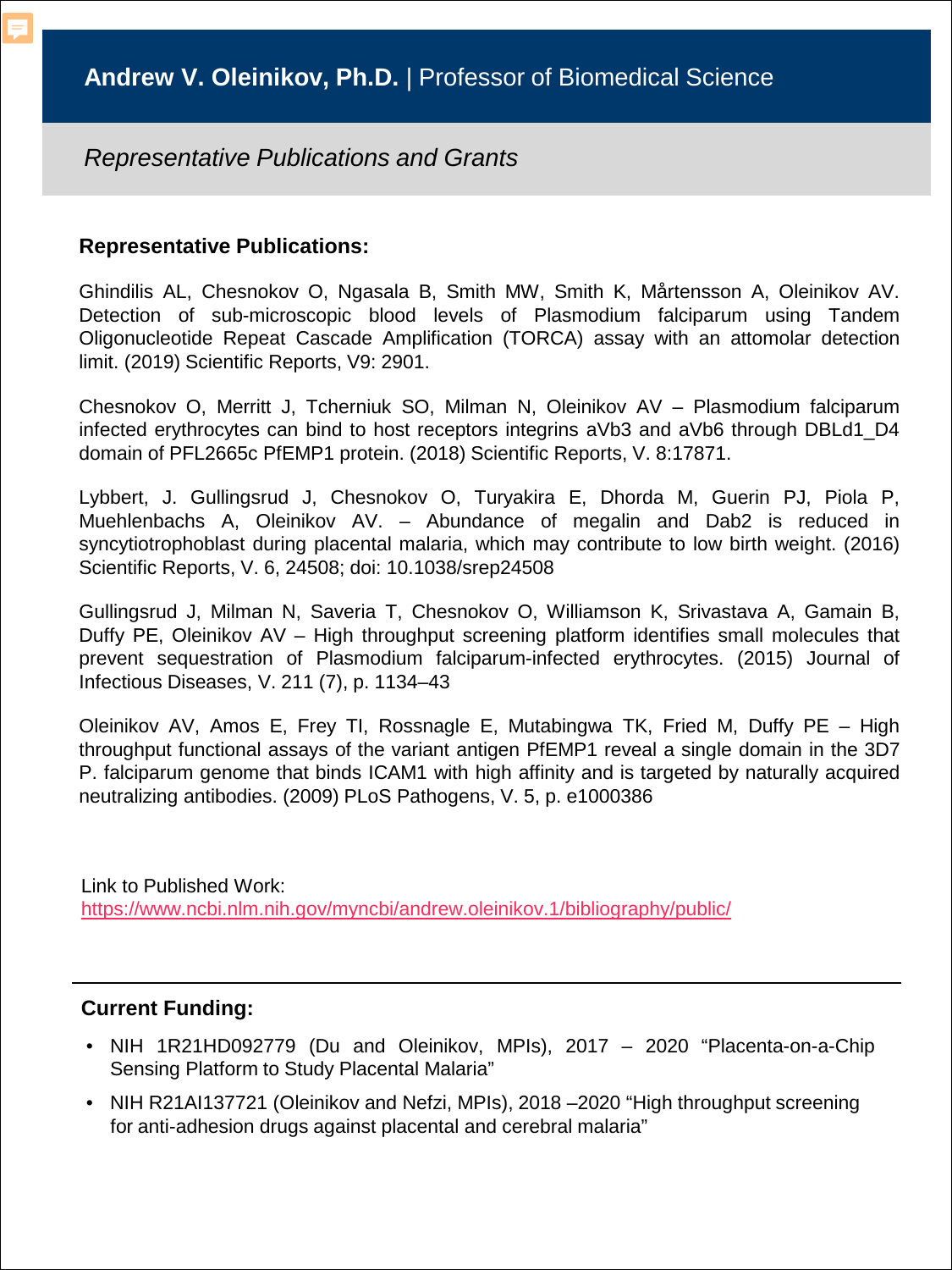# Andrew V. Oleinikov, Ph.D. | Professor of Biomedical Science

*Representative Publications and Grants*

**Representative Publications:**

Ghindilis AL, Chesnokov O, Ngasala B, Smith MW, Smith K, Mårtensson A, Oleinikov AV. Detection of sub-microscopic blood levels of Plasmodium falciparum using Tandem Oligonucleotide Repeat Cascade Amplification (TORCA) assay with an attomolar detection limit. (2019) Scientific Reports, V9: 2901.

Chesnokov O, Merritt J, Tcherniuk SO, Milman N, Oleinikov AV – Plasmodium falciparum infected erythrocytes can bind to host receptors integrins aVb3 and aVb6 through DBLd1_D4 domain of PFL2665c PfEMP1 protein. (2018) Scientific Reports, V. 8:17871.

Lybbert, J. Gullingsrud J, Chesnokov O, Turyakira E, Dhorda M, Guerin PJ, Piola P, Muehlenbachs A, Oleinikov AV. – Abundance of megalin and Dab2 is reduced in syncytiotrophoblast during placental malaria, which may contribute to low birth weight. (2016) Scientific Reports, V. 6, 24508; doi: 10.1038/srep24508

Gullingsrud J, Milman N, Saveria T, Chesnokov O, Williamson K, Srivastava A, Gamain B, Duffy PE, Oleinikov AV – High throughput screening platform identifies small molecules that prevent sequestration of Plasmodium falciparum-infected erythrocytes. (2015) Journal of Infectious Diseases, V. 211 (7), p. 1134–43

Oleinikov AV, Amos E, Frey TI, Rossnagle E, Mutabingwa TK, Fried M, Duffy PE – High throughput functional assays of the variant antigen PfEMP1 reveal a single domain in the 3D7 P. falciparum genome that binds ICAM1 with high affinity and is targeted by naturally acquired neutralizing antibodies. (2009) PLoS Pathogens, V. 5, p. e1000386

Link to Published Work:
https://www.ncbi.nlm.nih.gov/myncbi/andrew.oleinikov.1/bibliography/public/

---

**Current Funding:**

- NIH 1R21HD092779 (Du and Oleinikov, MPIs), 2017 – 2020 "Placenta-on-a-Chip Sensing Platform to Study Placental Malaria"
- NIH R21AI137721 (Oleinikov and Nefzi, MPIs), 2018 –2020 "High throughput screening for anti-adhesion drugs against placental and cerebral malaria"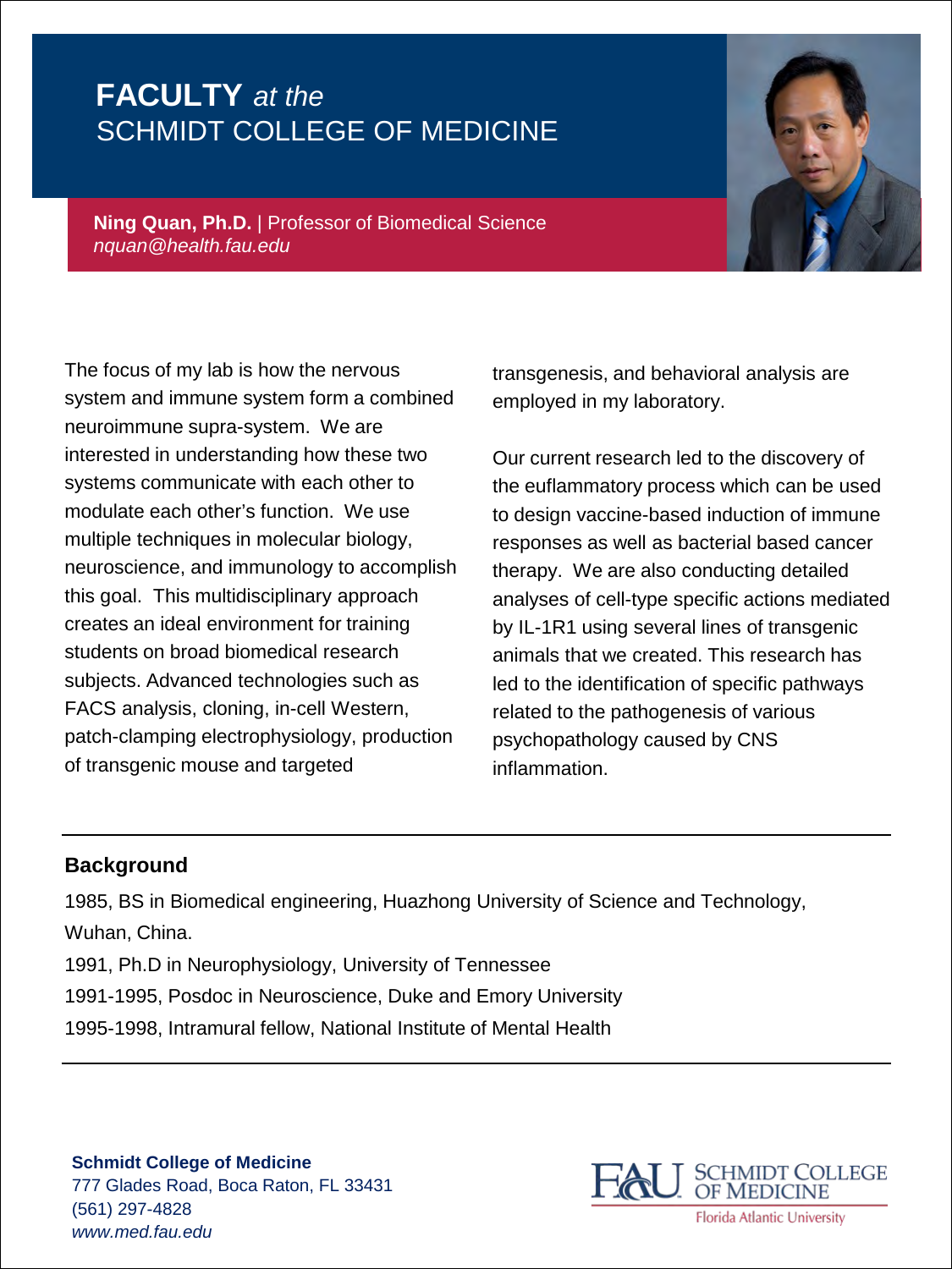# **FACTULTY** *at the*

# SCHMIDT COLLEGE OF MEDICINE

**Ning Quan, Ph.D.** | Professor of Biomedical Science
*nquan@health.fau.edu*

The focus of my lab is how the nervous system and immune system form a combined neuroimmune supra-system. We are interested in understanding how these two systems communicate with each other to modulate each other's function. We use multiple techniques in molecular biology, neuroscience, and immunology to accomplish this goal. This multidisciplinary approach creates an ideal environment for training students on broad biomedical research subjects. Advanced technologies such as FACS analysis, cloning, in-cell Western, patch-clamping electrophysiology, production of transgenic mouse and targeted transgenesis, and behavioral analysis are employed in my laboratory.

Our current research led to the discovery of the euflammatory process which can be used to design vaccine-based induction of immune responses as well as bacterial based cancer therapy. We are also conducting detailed analyses of cell-type specific actions mediated by IL-1R1 using several lines of transgenic animals that we created. This research has led to the identification of specific pathways related to the pathogenesis of various psychopathology caused by CNS inflammation.

## Background

1985, BS in Biomedical engineering, Huazhong University of Science and Technology, Wuhan, China.

1991, Ph.D in Neurophysiology, University of Tennessee

1991-1995, Posdoc in Neuroscience, Duke and Emory University

1995-1998, Intramural fellow, National Institute of Mental Health

**Schmidt College of Medicine**
777 Glades Road, Boca Raton, FL 33431
(561) 297-4828
*www.med.fau.edu*

FAU SCHMIDT COLLEGE OF MEDICINE
Florida Atlantic University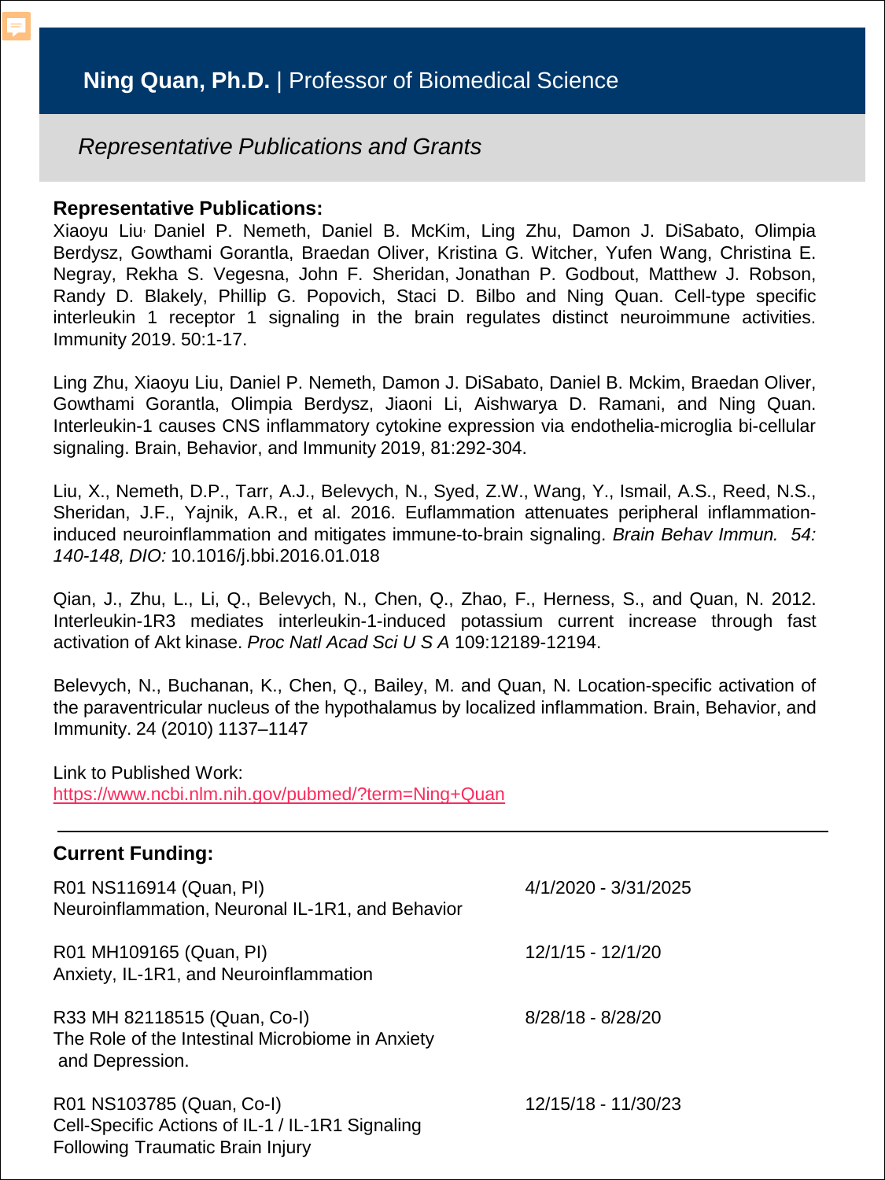# **Ning Quan, Ph.D.** | Professor of Biomedical Science

## *Representative Publications and Grants*

**Representative Publications:**

Xiaoyu Liu, Daniel P. Nemeth, Daniel B. McKim, Ling Zhu, Damon J. DiSabato, Olimpia Berdysz, Gowthami Gorantla, Braedan Oliver, Kristina G. Witcher, Yufen Wang, Christina E. Negray, Rekha S. Vegesna, John F. Sheridan, Jonathan P. Godbout, Matthew J. Robson, Randy D. Blakely, Phillip G. Popovich, Staci D. Bilbo and Ning Quan. Cell-type specific interleukin 1 receptor 1 signaling in the brain regulates distinct neuroimmune activities. Immunity 2019. 50:1-17.

Ling Zhu, Xiaoyu Liu, Daniel P. Nemeth, Damon J. DiSabato, Daniel B. Mckim, Braedan Oliver, Gowthami Gorantla, Olimpia Berdysz, Jiaoni Li, Aishwarya D. Ramani, and Ning Quan. Interleukin-1 causes CNS inflammatory cytokine expression via endothelia-microglia bi-cellular signaling. Brain, Behavior, and Immunity 2019, 81:292-304.

Liu, X., Nemeth, D.P., Tarr, A.J., Belevych, N., Syed, Z.W., Wang, Y., Ismail, A.S., Reed, N.S., Sheridan, J.F., Yajnik, A.R., et al. 2016. Euflammation attenuates peripheral inflammation-induced neuroinflammation and mitigates immune-to-brain signaling. *Brain Behav Immun. 54: 140-148, DIO:* 10.1016/j.bbi.2016.01.018

Qian, J., Zhu, L., Li, Q., Belevych, N., Chen, Q., Zhao, F., Herness, S., and Quan, N. 2012. Interleukin-1R3 mediates interleukin-1-induced potassium current increase through fast activation of Akt kinase. *Proc Natl Acad Sci U S A* 109:12189-12194.

Belevych, N., Buchanan, K., Chen, Q., Bailey, M. and Quan, N. Location-specific activation of the paraventricular nucleus of the hypothalamus by localized inflammation. Brain, Behavior, and Immunity. 24 (2010) 1137–1147

Link to Published Work:
https://www.ncbi.nlm.nih.gov/pubmed/?term=Ning+Quan

---

**Current Funding:**

R01 NS116914 (Quan, PI) — 4/1/2020 - 3/31/2025
Neuroinflammation, Neuronal IL-1R1, and Behavior

R01 MH109165 (Quan, PI) — 12/1/15 - 12/1/20
Anxiety, IL-1R1, and Neuroinflammation

R33 MH 82118515 (Quan, Co-I) — 8/28/18 - 8/28/20
The Role of the Intestinal Microbiome in Anxiety and Depression.

R01 NS103785 (Quan, Co-I) — 12/15/18 - 11/30/23
Cell-Specific Actions of IL-1 / IL-1R1 Signaling Following Traumatic Brain Injury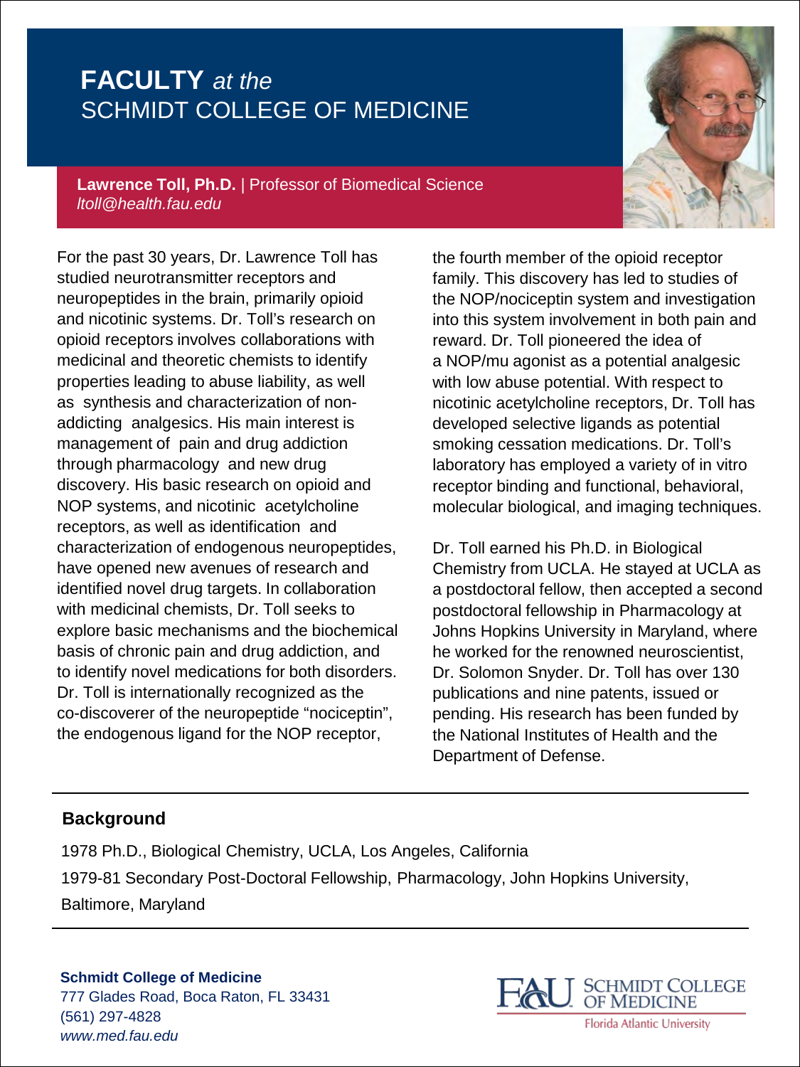# FACULTY *at the* SCHMIDT COLLEGE OF MEDICINE

**Lawrence Toll, Ph.D.** | Professor of Biomedical Science
*ltoll@health.fau.edu*

For the past 30 years, Dr. Lawrence Toll has studied neurotransmitter receptors and neuropeptides in the brain, primarily opioid and nicotinic systems. Dr. Toll's research on opioid receptors involves collaborations with medicinal and theoretic chemists to identify properties leading to abuse liability, as well as synthesis and characterization of non-addicting analgesics. His main interest is management of pain and drug addiction through pharmacology and new drug discovery. His basic research on opioid and NOP systems, and nicotinic acetylcholine receptors, as well as identification and characterization of endogenous neuropeptides, have opened new avenues of research and identified novel drug targets. In collaboration with medicinal chemists, Dr. Toll seeks to explore basic mechanisms and the biochemical basis of chronic pain and drug addiction, and to identify novel medications for both disorders. Dr. Toll is internationally recognized as the co-discoverer of the neuropeptide "nociceptin", the endogenous ligand for the NOP receptor, the fourth member of the opioid receptor family. This discovery has led to studies of the NOP/nociceptin system and investigation into this system involvement in both pain and reward. Dr. Toll pioneered the idea of a NOP/mu agonist as a potential analgesic with low abuse potential. With respect to nicotinic acetylcholine receptors, Dr. Toll has developed selective ligands as potential smoking cessation medications. Dr. Toll's laboratory has employed a variety of in vitro receptor binding and functional, behavioral, molecular biological, and imaging techniques.

Dr. Toll earned his Ph.D. in Biological Chemistry from UCLA. He stayed at UCLA as a postdoctoral fellow, then accepted a second postdoctoral fellowship in Pharmacology at Johns Hopkins University in Maryland, where he worked for the renowned neuroscientist, Dr. Solomon Snyder. Dr. Toll has over 130 publications and nine patents, issued or pending. His research has been funded by the National Institutes of Health and the Department of Defense.

## Background

1978 Ph.D., Biological Chemistry, UCLA, Los Angeles, California

1979-81 Secondary Post-Doctoral Fellowship, Pharmacology, John Hopkins University, Baltimore, Maryland

**Schmidt College of Medicine**
777 Glades Road, Boca Raton, FL 33431
(561) 297-4828
*www.med.fau.edu*

FAU SCHMIDT COLLEGE OF MEDICINE
Florida Atlantic University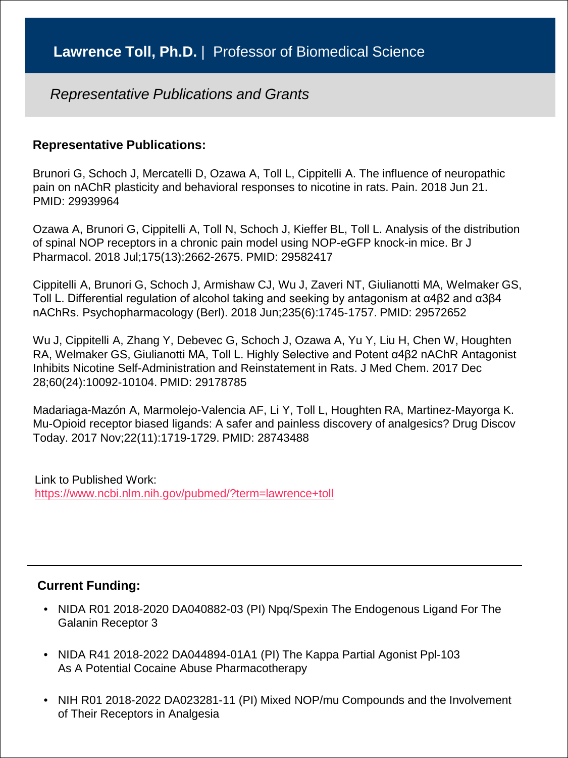# **Lawrence Toll, Ph.D.** | Professor of Biomedical Science

*Representative Publications and Grants*

### Representative Publications:

Brunori G, Schoch J, Mercatelli D, Ozawa A, Toll L, Cippitelli A. The influence of neuropathic pain on nAChR plasticity and behavioral responses to nicotine in rats. Pain. 2018 Jun 21. PMID: 29939964

Ozawa A, Brunori G, Cippitelli A, Toll N, Schoch J, Kieffer BL, Toll L. Analysis of the distribution of spinal NOP receptors in a chronic pain model using NOP-eGFP knock-in mice. Br J Pharmacol. 2018 Jul;175(13):2662-2675. PMID: 29582417

Cippitelli A, Brunori G, Schoch J, Armishaw CJ, Wu J, Zaveri NT, Giulianotti MA, Welmaker GS, Toll L. Differential regulation of alcohol taking and seeking by antagonism at α4β2 and α3β4 nAChRs. Psychopharmacology (Berl). 2018 Jun;235(6):1745-1757. PMID: 29572652

Wu J, Cippitelli A, Zhang Y, Debevec G, Schoch J, Ozawa A, Yu Y, Liu H, Chen W, Houghten RA, Welmaker GS, Giulianotti MA, Toll L. Highly Selective and Potent α4β2 nAChR Antagonist Inhibits Nicotine Self-Administration and Reinstatement in Rats. J Med Chem. 2017 Dec 28;60(24):10092-10104. PMID: 29178785

Madariaga-Mazón A, Marmolejo-Valencia AF, Li Y, Toll L, Houghten RA, Martinez-Mayorga K. Mu-Opioid receptor biased ligands: A safer and painless discovery of analgesics? Drug Discov Today. 2017 Nov;22(11):1719-1729. PMID: 28743488

Link to Published Work:
https://www.ncbi.nlm.nih.gov/pubmed/?term=lawrence+toll

---

### Current Funding:

- NIDA R01 2018-2020 DA040882-03 (PI) Npq/Spexin The Endogenous Ligand For The Galanin Receptor 3
- NIDA R41 2018-2022 DA044894-01A1 (PI) The Kappa Partial Agonist Ppl-103 As A Potential Cocaine Abuse Pharmacotherapy
- NIH R01 2018-2022 DA023281-11 (PI) Mixed NOP/mu Compounds and the Involvement of Their Receptors in Analgesia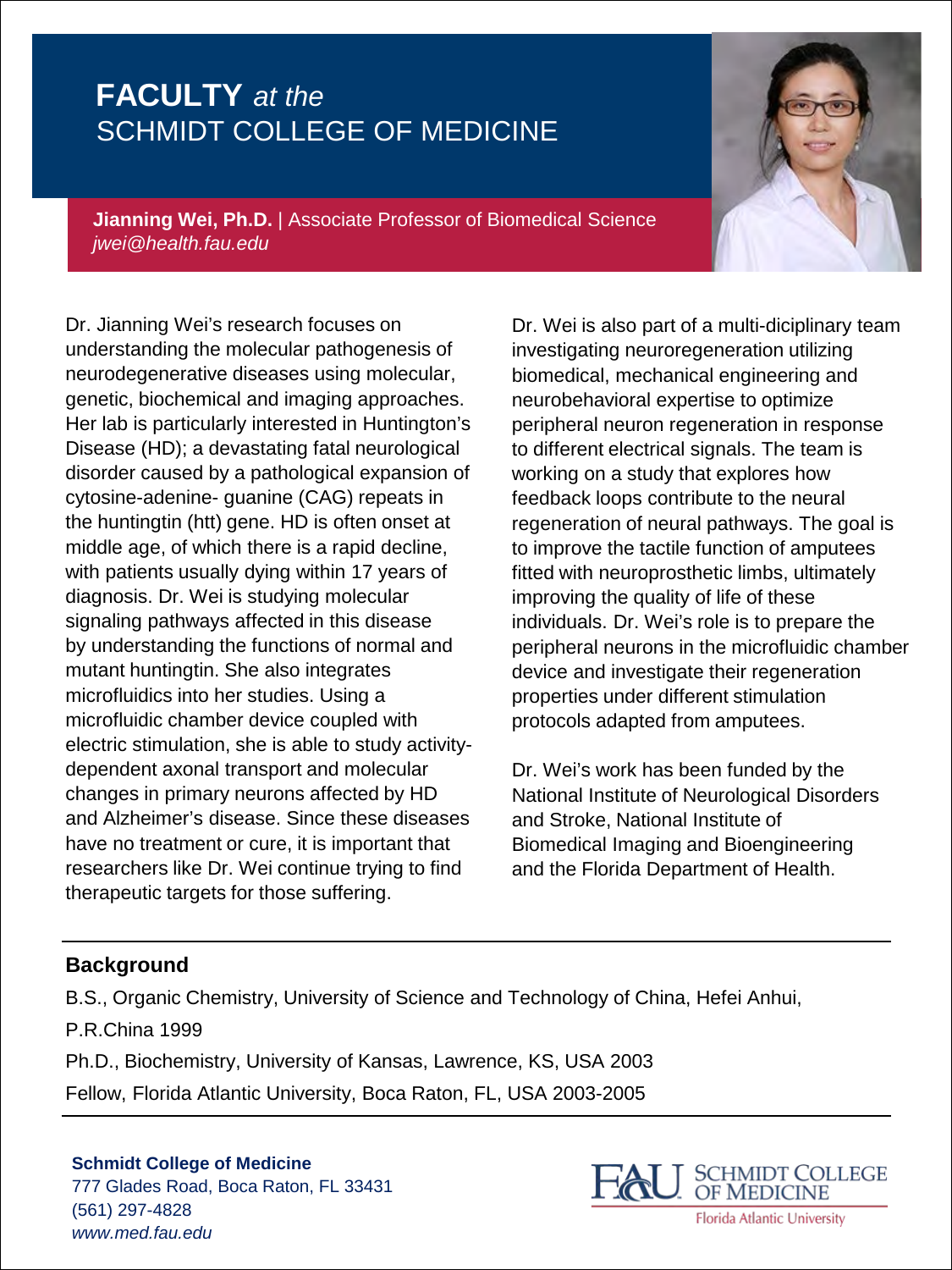# **FACTULTY** *at the* SCHMIDT COLLEGE OF MEDICINE

**Jianning Wei, Ph.D.** | Associate Professor of Biomedical Science
*jwei@health.fau.edu*

Dr. Jianning Wei's research focuses on understanding the molecular pathogenesis of neurodegenerative diseases using molecular, genetic, biochemical and imaging approaches. Her lab is particularly interested in Huntington's Disease (HD); a devastating fatal neurological disorder caused by a pathological expansion of cytosine-adenine- guanine (CAG) repeats in the huntingtin (htt) gene. HD is often onset at middle age, of which there is a rapid decline, with patients usually dying within 17 years of diagnosis. Dr. Wei is studying molecular signaling pathways affected in this disease by understanding the functions of normal and mutant huntingtin. She also integrates microfluidics into her studies. Using a microfluidic chamber device coupled with electric stimulation, she is able to study activity-dependent axonal transport and molecular changes in primary neurons affected by HD and Alzheimer's disease. Since these diseases have no treatment or cure, it is important that researchers like Dr. Wei continue trying to find therapeutic targets for those suffering.

Dr. Wei is also part of a multi-diciplinary team investigating neuroregeneration utilizing biomedical, mechanical engineering and neurobehavioral expertise to optimize peripheral neuron regeneration in response to different electrical signals. The team is working on a study that explores how feedback loops contribute to the neural regeneration of neural pathways. The goal is to improve the tactile function of amputees fitted with neuroprosthetic limbs, ultimately improving the quality of life of these individuals. Dr. Wei's role is to prepare the peripheral neurons in the microfluidic chamber device and investigate their regeneration properties under different stimulation protocols adapted from amputees.

Dr. Wei's work has been funded by the National Institute of Neurological Disorders and Stroke, National Institute of Biomedical Imaging and Bioengineering and the Florida Department of Health.

## Background

B.S., Organic Chemistry, University of Science and Technology of China, Hefei Anhui, P.R.China 1999

Ph.D., Biochemistry, University of Kansas, Lawrence, KS, USA 2003

Fellow, Florida Atlantic University, Boca Raton, FL, USA 2003-2005

**Schmidt College of Medicine**
777 Glades Road, Boca Raton, FL 33431
(561) 297-4828
*www.med.fau.edu*

FAU SCHMIDT COLLEGE OF MEDICINE
Florida Atlantic University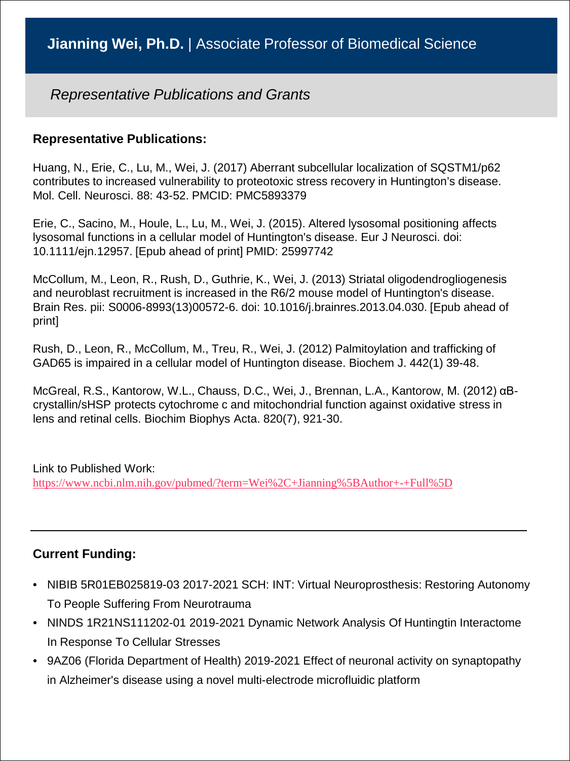# **Jianning Wei, Ph.D.** | Associate Professor of Biomedical Science

*Representative Publications and Grants*

## Representative Publications:

Huang, N., Erie, C., Lu, M., Wei, J. (2017) Aberrant subcellular localization of SQSTM1/p62 contributes to increased vulnerability to proteotoxic stress recovery in Huntington's disease. Mol. Cell. Neurosci. 88: 43-52. PMCID: PMC5893379

Erie, C., Sacino, M., Houle, L., Lu, M., Wei, J. (2015). Altered lysosomal positioning affects lysosomal functions in a cellular model of Huntington's disease. Eur J Neurosci. doi: 10.1111/ejn.12957. [Epub ahead of print] PMID: 25997742

McCollum, M., Leon, R., Rush, D., Guthrie, K., Wei, J. (2013) Striatal oligodendrogliogenesis and neuroblast recruitment is increased in the R6/2 mouse model of Huntington's disease. Brain Res. pii: S0006-8993(13)00572-6. doi: 10.1016/j.brainres.2013.04.030. [Epub ahead of print]

Rush, D., Leon, R., McCollum, M., Treu, R., Wei, J. (2012) Palmitoylation and trafficking of GAD65 is impaired in a cellular model of Huntington disease. Biochem J. 442(1) 39-48.

McGreal, R.S., Kantorow, W.L., Chauss, D.C., Wei, J., Brennan, L.A., Kantorow, M. (2012) αB-crystallin/sHSP protects cytochrome c and mitochondrial function against oxidative stress in lens and retinal cells. Biochim Biophys Acta. 820(7), 921-30.

Link to Published Work:
https://www.ncbi.nlm.nih.gov/pubmed/?term=Wei%2C+Jianning%5BAuthor+-+Full%5D

---

## Current Funding:

- NIBIB 5R01EB025819-03 2017-2021 SCH: INT: Virtual Neuroprosthesis: Restoring Autonomy To People Suffering From Neurotrauma
- NINDS 1R21NS111202-01 2019-2021 Dynamic Network Analysis Of Huntingtin Interactome In Response To Cellular Stresses
- 9AZ06 (Florida Department of Health) 2019-2021 Effect of neuronal activity on synaptopathy in Alzheimer's disease using a novel multi-electrode microfluidic platform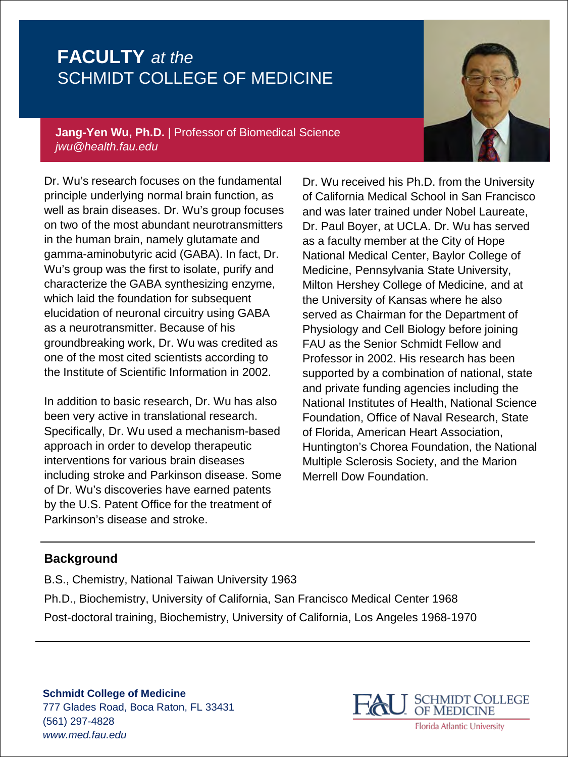# **FACULTY** *at the* SCHMIDT COLLEGE OF MEDICINE

**Jang-Yen Wu, Ph.D.** | Professor of Biomedical Science
*jwu@health.fau.edu*

Dr. Wu's research focuses on the fundamental principle underlying normal brain function, as well as brain diseases. Dr. Wu's group focuses on two of the most abundant neurotransmitters in the human brain, namely glutamate and gamma-aminobutyric acid (GABA). In fact, Dr. Wu's group was the first to isolate, purify and characterize the GABA synthesizing enzyme, which laid the foundation for subsequent elucidation of neuronal circuitry using GABA as a neurotransmitter. Because of his groundbreaking work, Dr. Wu was credited as one of the most cited scientists according to the Institute of Scientific Information in 2002.

In addition to basic research, Dr. Wu has also been very active in translational research. Specifically, Dr. Wu used a mechanism-based approach in order to develop therapeutic interventions for various brain diseases including stroke and Parkinson disease. Some of Dr. Wu's discoveries have earned patents by the U.S. Patent Office for the treatment of Parkinson's disease and stroke.

Dr. Wu received his Ph.D. from the University of California Medical School in San Francisco and was later trained under Nobel Laureate, Dr. Paul Boyer, at UCLA. Dr. Wu has served as a faculty member at the City of Hope National Medical Center, Baylor College of Medicine, Pennsylvania State University, Milton Hershey College of Medicine, and at the University of Kansas where he also served as Chairman for the Department of Physiology and Cell Biology before joining FAU as the Senior Schmidt Fellow and Professor in 2002. His research has been supported by a combination of national, state and private funding agencies including the National Institutes of Health, National Science Foundation, Office of Naval Research, State of Florida, American Heart Association, Huntington's Chorea Foundation, the National Multiple Sclerosis Society, and the Marion Merrell Dow Foundation.

## Background

B.S., Chemistry, National Taiwan University 1963

Ph.D., Biochemistry, University of California, San Francisco Medical Center 1968

Post-doctoral training, Biochemistry, University of California, Los Angeles 1968-1970

**Schmidt College of Medicine**
777 Glades Road, Boca Raton, FL 33431
(561) 297-4828
*www.med.fau.edu*

FAU SCHMIDT COLLEGE OF MEDICINE
Florida Atlantic University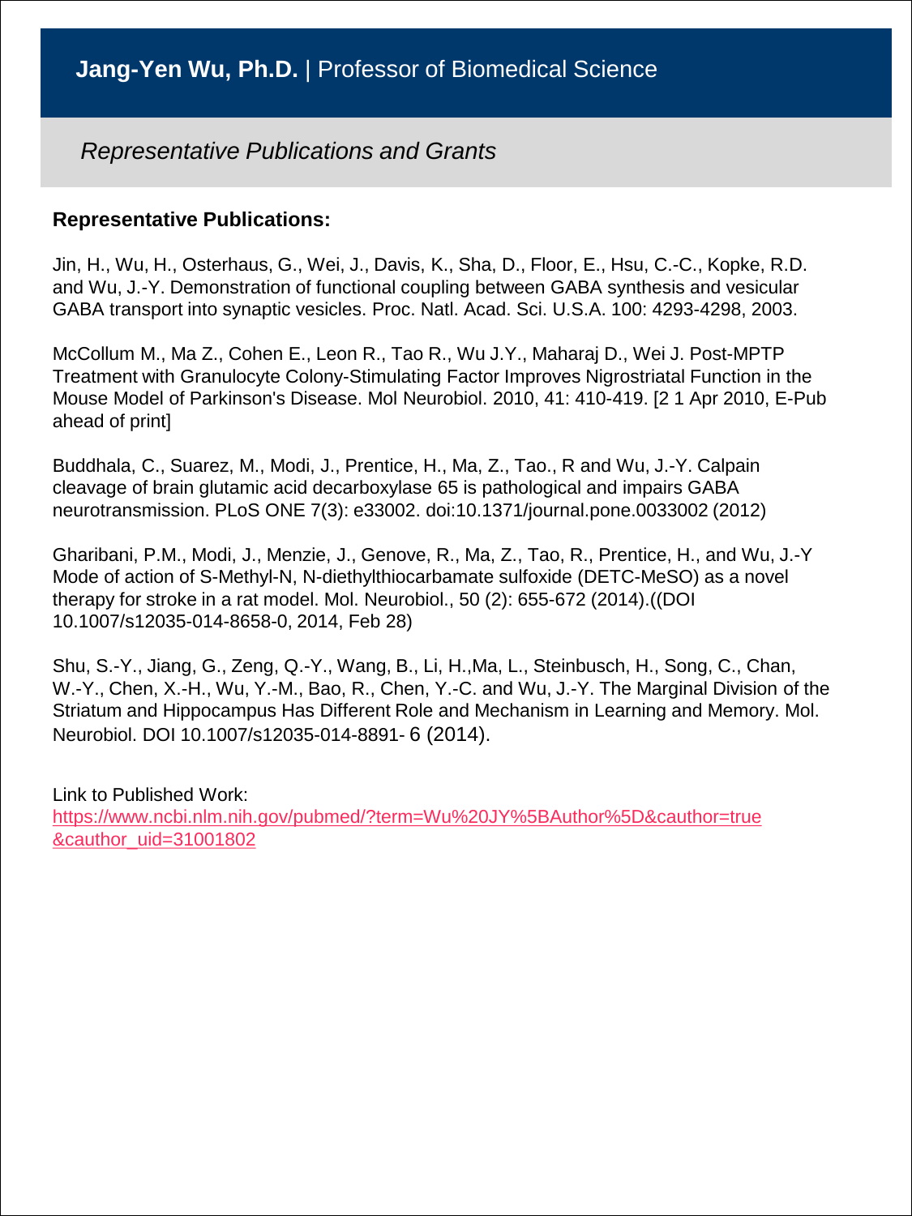## **Jang-Yen Wu, Ph.D.** | Professor of Biomedical Science

### *Representative Publications and Grants*

**Representative Publications:**

Jin, H., Wu, H., Osterhaus, G., Wei, J., Davis, K., Sha, D., Floor, E., Hsu, C.-C., Kopke, R.D. and Wu, J.-Y. Demonstration of functional coupling between GABA synthesis and vesicular GABA transport into synaptic vesicles. Proc. Natl. Acad. Sci. U.S.A. 100: 4293-4298, 2003.

McCollum M., Ma Z., Cohen E., Leon R., Tao R., Wu J.Y., Maharaj D., Wei J. Post-MPTP Treatment with Granulocyte Colony-Stimulating Factor Improves Nigrostriatal Function in the Mouse Model of Parkinson's Disease. Mol Neurobiol. 2010, 41: 410-419. [2 1 Apr 2010, E-Pub ahead of print]

Buddhala, C., Suarez, M., Modi, J., Prentice, H., Ma, Z., Tao., R and Wu, J.-Y. Calpain cleavage of brain glutamic acid decarboxylase 65 is pathological and impairs GABA neurotransmission. PLoS ONE 7(3): e33002. doi:10.1371/journal.pone.0033002 (2012)

Gharibani, P.M., Modi, J., Menzie, J., Genove, R., Ma, Z., Tao, R., Prentice, H., and Wu, J.-Y Mode of action of S-Methyl-N, N-diethylthiocarbamate sulfoxide (DETC-MeSO) as a novel therapy for stroke in a rat model. Mol. Neurobiol., 50 (2): 655-672 (2014).((DOI 10.1007/s12035-014-8658-0, 2014, Feb 28)

Shu, S.-Y., Jiang, G., Zeng, Q.-Y., Wang, B., Li, H.,Ma, L., Steinbusch, H., Song, C., Chan, W.-Y., Chen, X.-H., Wu, Y.-M., Bao, R., Chen, Y.-C. and Wu, J.-Y. The Marginal Division of the Striatum and Hippocampus Has Different Role and Mechanism in Learning and Memory. Mol. Neurobiol. DOI 10.1007/s12035-014-8891- 6 (2014).

Link to Published Work:
https://www.ncbi.nlm.nih.gov/pubmed/?term=Wu%20JY%5BAuthor%5D&cauthor=true&cauthor_uid=31001802